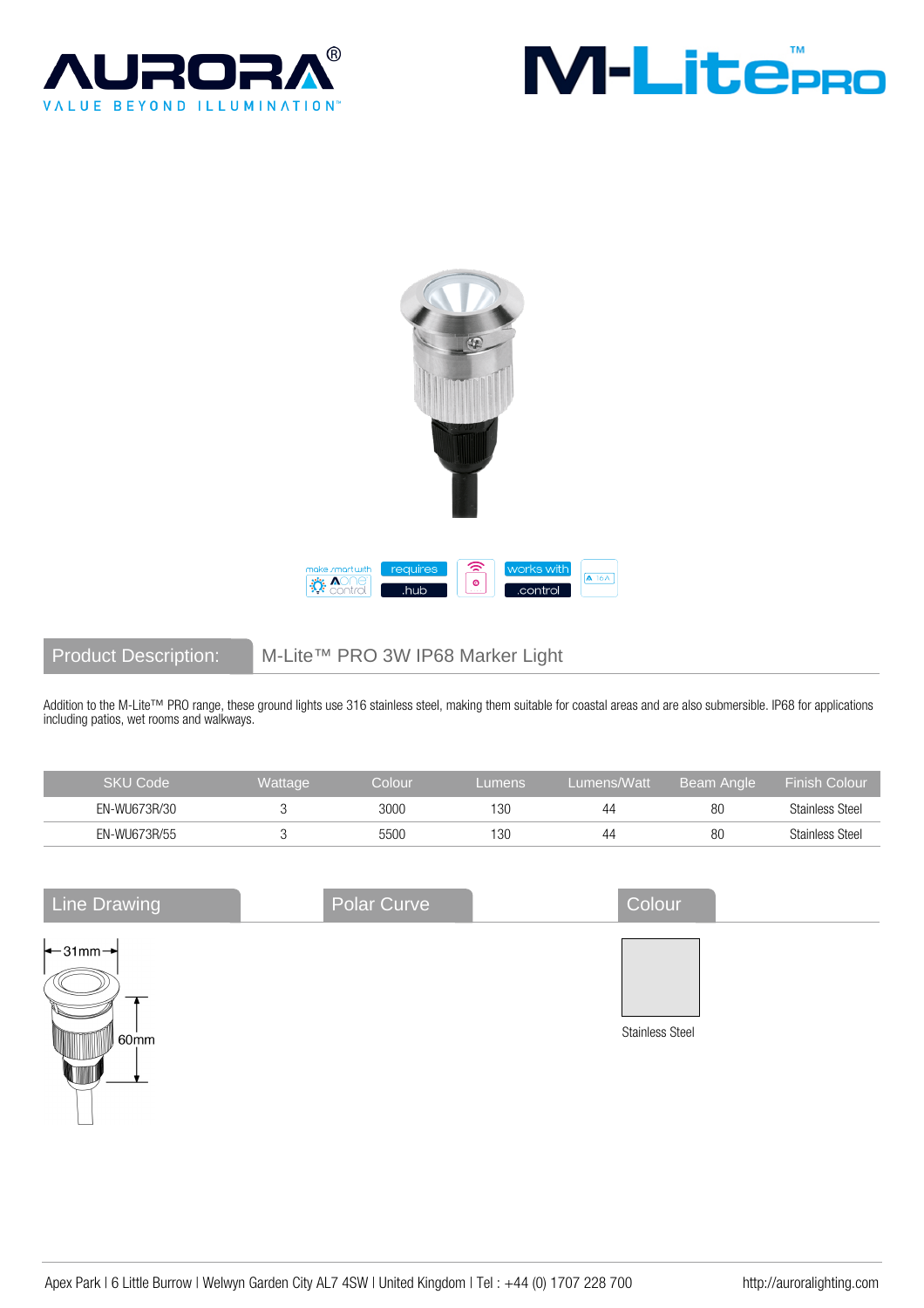# AURORA®

VALUE BEYOND ILLUMINATION™

# M-Lite™ PRO

make smart with Aone control | requires .hub | works with .control

## Product Description: M-Lite™ PRO 3W IP68 Marker Light

Addition to the M-Lite™ PRO range, these ground lights use 316 stainless steel, making them suitable for coastal areas and are also submersible. IP68 for applications including patios, wet rooms and walkways.

| SKU Code | Wattage | Colour | Lumens | Lumens/Watt | Beam Angle | Finish Colour |
|---|---|---|---|---|---|---|
| EN-WU673R/30 | 3 | 3000 | 130 | 44 | 80 | Stainless Steel |
| EN-WU673R/55 | 3 | 5500 | 130 | 44 | 80 | Stainless Steel |

## Line Drawing

31mm

60mm

## Polar Curve

## Colour

Stainless Steel

Apex Park | 6 Little Burrow | Welwyn Garden City AL7 4SW | United Kingdom | Tel : +44 (0) 1707 228 700 http://auroralighting.com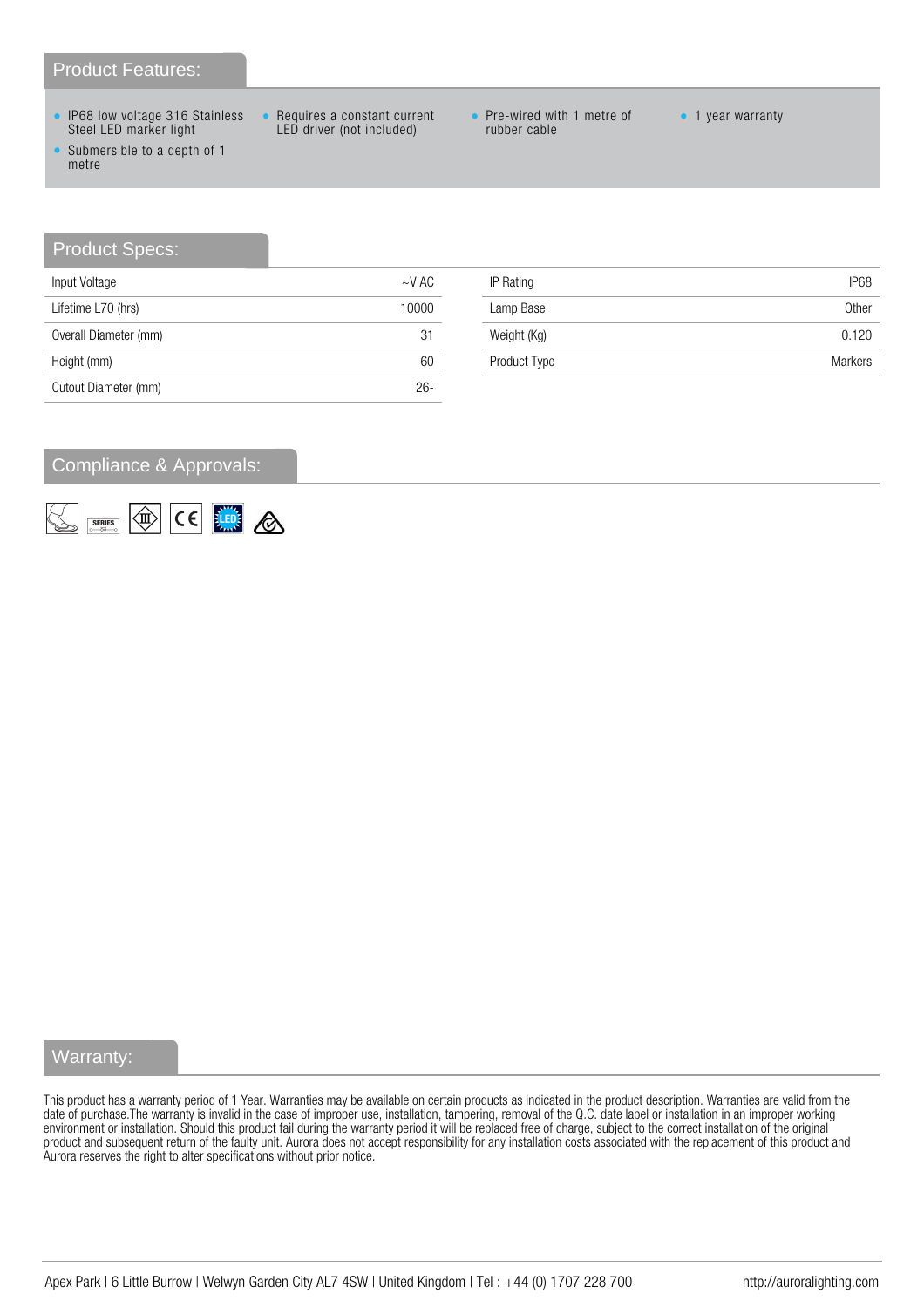## Product Features:

- IP68 low voltage 316 Stainless Steel LED marker light
- Submersible to a depth of 1 metre
- Requires a constant current LED driver (not included)
- Pre-wired with 1 metre of rubber cable
- 1 year warranty

## Product Specs:

| | |
|---|---|
| Input Voltage | ~V AC |
| Lifetime L70 (hrs) | 10000 |
| Overall Diameter (mm) | 31 |
| Height (mm) | 60 |
| Cutout Diameter (mm) | 26- |

| | |
|---|---|
| IP Rating | IP68 |
| Lamp Base | Other |
| Weight (Kg) | 0.120 |
| Product Type | Markers |

## Compliance & Approvals:

SERIES

## Warranty:

This product has a warranty period of 1 Year. Warranties may be available on certain products as indicated in the product description. Warranties are valid from the date of purchase.The warranty is invalid in the case of improper use, installation, tampering, removal of the Q.C. date label or installation in an improper working environment or installation. Should this product fail during the warranty period it will be replaced free of charge, subject to the correct installation of the original product and subsequent return of the faulty unit. Aurora does not accept responsibility for any installation costs associated with the replacement of this product and Aurora reserves the right to alter specifications without prior notice.

Apex Park | 6 Little Burrow | Welwyn Garden City AL7 4SW | United Kingdom | Tel : +44 (0) 1707 228 700 http://auroralighting.com